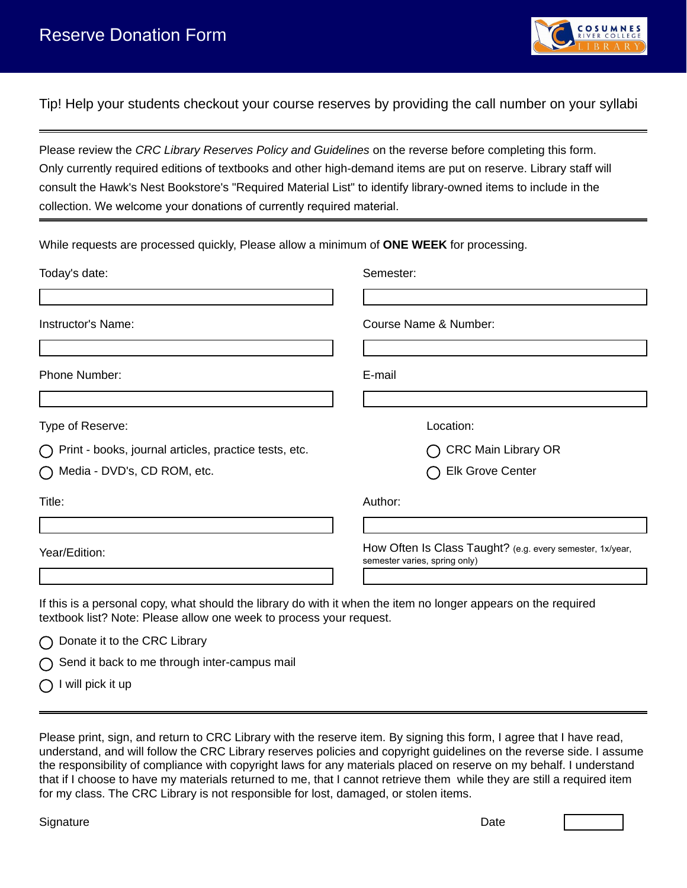# Reserve Donation Form

Tip! Help your students checkout your course reserves by providing the call number on your syllabi

---

Please review the *CRC Library Reserves Policy and Guidelines* on the reverse before completing this form. Only currently required editions of textbooks and other high-demand items are put on reserve. Library staff will consult the Hawk's Nest Bookstore's "Required Material List" to identify library-owned items to include in the collection. We welcome your donations of currently required material.

---

While requests are processed quickly, Please allow a minimum of **ONE WEEK** for processing.

Today's date: ____________________

Semester: ____________________

Instructor's Name: ____________________

Course Name & Number: ____________________

Phone Number: ____________________

E-mail ____________________

Type of Reserve:

- ◯ Print - books, journal articles, practice tests, etc.
- ◯ Media - DVD's, CD ROM, etc.

Location:

- ◯ CRC Main Library OR
- ◯ Elk Grove Center

Title: ____________________

Author: ____________________

Year/Edition: ____________________

How Often Is Class Taught? (e.g. every semester, 1x/year, semester varies, spring only) ____________________

If this is a personal copy, what should the library do with it when the item no longer appears on the required textbook list? Note: Please allow one week to process your request.

- ◯ Donate it to the CRC Library
- ◯ Send it back to me through inter-campus mail
- ◯ I will pick it up

---

Please print, sign, and return to CRC Library with the reserve item. By signing this form, I agree that I have read, understand, and will follow the CRC Library reserves policies and copyright guidelines on the reverse side. I assume the responsibility of compliance with copyright laws for any materials placed on reserve on my behalf. I understand that if I choose to have my materials returned to me, that I cannot retrieve them while they are still a required item for my class. The CRC Library is not responsible for lost, damaged, or stolen items.

Signature

Date ____________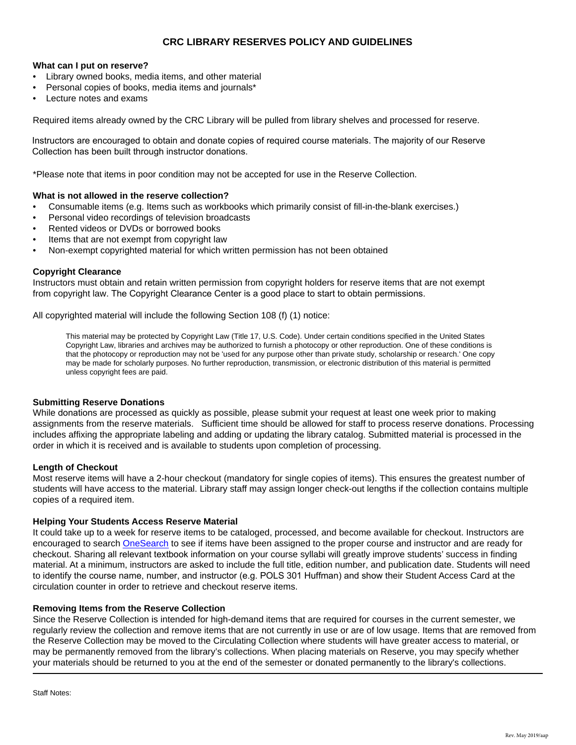# CRC LIBRARY RESERVES POLICY AND GUIDELINES

**What can I put on reserve?**

- Library owned books, media items, and other material
- Personal copies of books, media items and journals*
- Lecture notes and exams

Required items already owned by the CRC Library will be pulled from library shelves and processed for reserve.

Instructors are encouraged to obtain and donate copies of required course materials. The majority of our Reserve Collection has been built through instructor donations.

*Please note that items in poor condition may not be accepted for use in the Reserve Collection.

**What is not allowed in the reserve collection?**

- Consumable items (e.g. Items such as workbooks which primarily consist of fill-in-the-blank exercises.)
- Personal video recordings of television broadcasts
- Rented videos or DVDs or borrowed books
- Items that are not exempt from copyright law
- Non-exempt copyrighted material for which written permission has not been obtained

**Copyright Clearance**

Instructors must obtain and retain written permission from copyright holders for reserve items that are not exempt from copyright law. The Copyright Clearance Center is a good place to start to obtain permissions.

All copyrighted material will include the following Section 108 (f) (1) notice:

> This material may be protected by Copyright Law (Title 17, U.S. Code). Under certain conditions specified in the United States Copyright Law, libraries and archives may be authorized to furnish a photocopy or other reproduction. One of these conditions is that the photocopy or reproduction may not be 'used for any purpose other than private study, scholarship or research.' One copy may be made for scholarly purposes. No further reproduction, transmission, or electronic distribution of this material is permitted unless copyright fees are paid.

**Submitting Reserve Donations**

While donations are processed as quickly as possible, please submit your request at least one week prior to making assignments from the reserve materials. Sufficient time should be allowed for staff to process reserve donations. Processing includes affixing the appropriate labeling and adding or updating the library catalog. Submitted material is processed in the order in which it is received and is available to students upon completion of processing.

**Length of Checkout**

Most reserve items will have a 2-hour checkout (mandatory for single copies of items). This ensures the greatest number of students will have access to the material. Library staff may assign longer check-out lengths if the collection contains multiple copies of a required item.

**Helping Your Students Access Reserve Material**

It could take up to a week for reserve items to be cataloged, processed, and become available for checkout. Instructors are encouraged to search OneSearch to see if items have been assigned to the proper course and instructor and are ready for checkout. Sharing all relevant textbook information on your course syllabi will greatly improve students' success in finding material. At a minimum, instructors are asked to include the full title, edition number, and publication date. Students will need to identify the course name, number, and instructor (e.g. POLS 301 Huffman) and show their Student Access Card at the circulation counter in order to retrieve and checkout reserve items.

**Removing Items from the Reserve Collection**

Since the Reserve Collection is intended for high-demand items that are required for courses in the current semester, we regularly review the collection and remove items that are not currently in use or are of low usage. Items that are removed from the Reserve Collection may be moved to the Circulating Collection where students will have greater access to material, or may be permanently removed from the library's collections. When placing materials on Reserve, you may specify whether your materials should be returned to you at the end of the semester or donated permanently to the library's collections.

---

Staff Notes:

Rev. May 2019/aap